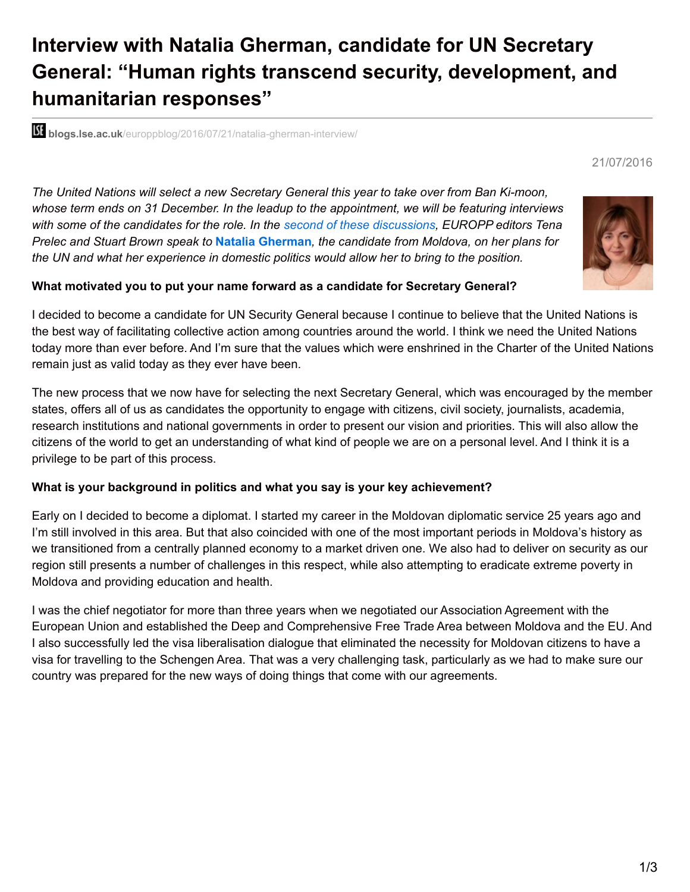# Interview with Natalia Gherman, candidate for UN Secretary General: "Human rights transcend security, development, and humanitarian responses"

blogs.lse.ac.uk/europpblog/2016/07/21/natalia-gherman-interview/

21/07/2016

*The United Nations will select a new Secretary General this year to take over from Ban Ki-moon, whose term ends on 31 December. In the leadup to the appointment, we will be featuring interviews with some of the candidates for the role. In the second of these discussions, EUROPP editors Tena Prelec and Stuart Brown speak to* **Natalia Gherman***, the candidate from Moldova, on her plans for the UN and what her experience in domestic politics would allow her to bring to the position.*

**What motivated you to put your name forward as a candidate for Secretary General?**

I decided to become a candidate for UN Security General because I continue to believe that the United Nations is the best way of facilitating collective action among countries around the world. I think we need the United Nations today more than ever before. And I'm sure that the values which were enshrined in the Charter of the United Nations remain just as valid today as they ever have been.

The new process that we now have for selecting the next Secretary General, which was encouraged by the member states, offers all of us as candidates the opportunity to engage with citizens, civil society, journalists, academia, research institutions and national governments in order to present our vision and priorities. This will also allow the citizens of the world to get an understanding of what kind of people we are on a personal level. And I think it is a privilege to be part of this process.

**What is your background in politics and what you say is your key achievement?**

Early on I decided to become a diplomat. I started my career in the Moldovan diplomatic service 25 years ago and I'm still involved in this area. But that also coincided with one of the most important periods in Moldova's history as we transitioned from a centrally planned economy to a market driven one. We also had to deliver on security as our region still presents a number of challenges in this respect, while also attempting to eradicate extreme poverty in Moldova and providing education and health.

I was the chief negotiator for more than three years when we negotiated our Association Agreement with the European Union and established the Deep and Comprehensive Free Trade Area between Moldova and the EU. And I also successfully led the visa liberalisation dialogue that eliminated the necessity for Moldovan citizens to have a visa for travelling to the Schengen Area. That was a very challenging task, particularly as we had to make sure our country was prepared for the new ways of doing things that come with our agreements.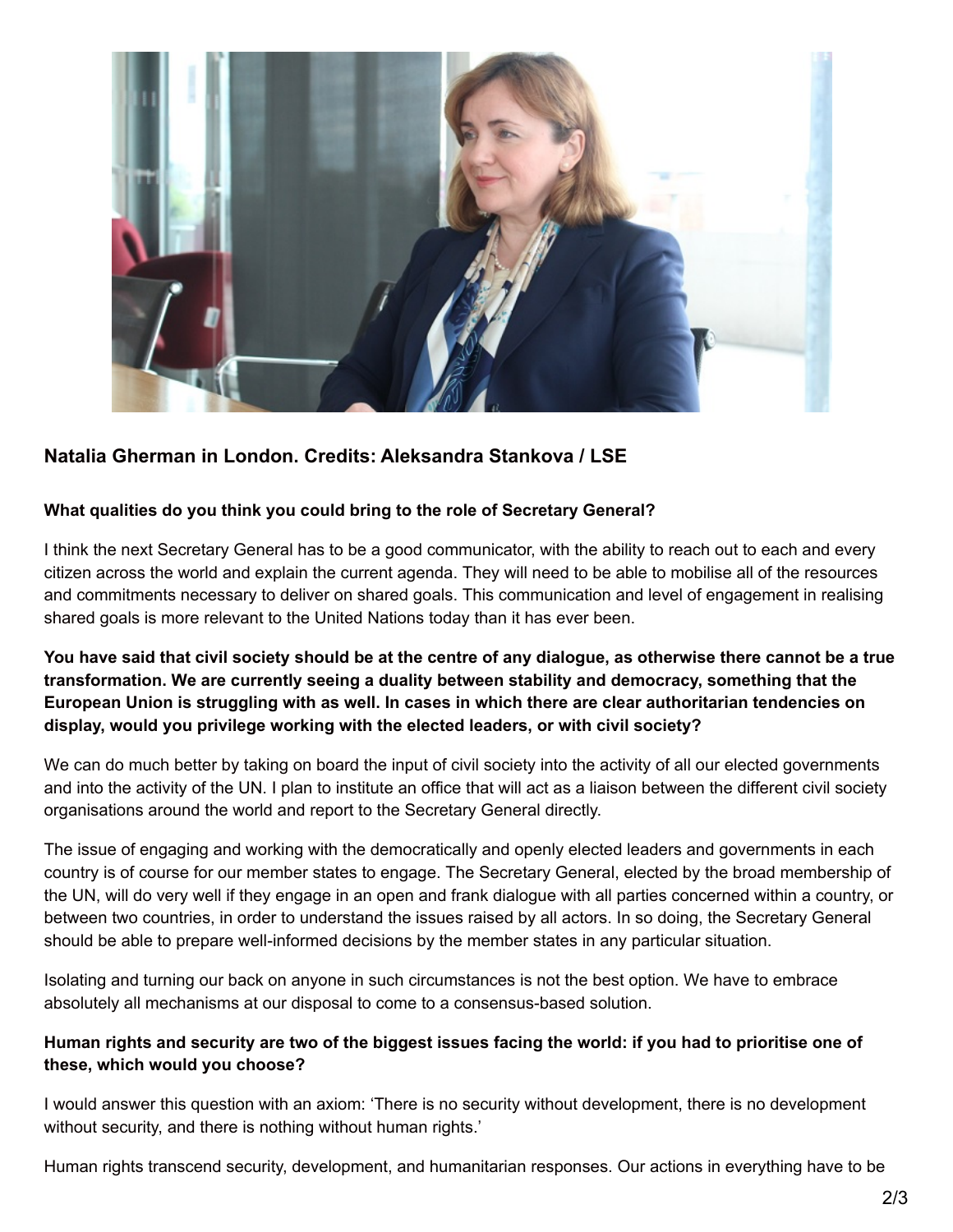**Natalia Gherman in London. Credits: Aleksandra Stankova / LSE**

**What qualities do you think you could bring to the role of Secretary General?**

I think the next Secretary General has to be a good communicator, with the ability to reach out to each and every citizen across the world and explain the current agenda. They will need to be able to mobilise all of the resources and commitments necessary to deliver on shared goals. This communication and level of engagement in realising shared goals is more relevant to the United Nations today than it has ever been.

**You have said that civil society should be at the centre of any dialogue, as otherwise there cannot be a true transformation. We are currently seeing a duality between stability and democracy, something that the European Union is struggling with as well. In cases in which there are clear authoritarian tendencies on display, would you privilege working with the elected leaders, or with civil society?**

We can do much better by taking on board the input of civil society into the activity of all our elected governments and into the activity of the UN. I plan to institute an office that will act as a liaison between the different civil society organisations around the world and report to the Secretary General directly.

The issue of engaging and working with the democratically and openly elected leaders and governments in each country is of course for our member states to engage. The Secretary General, elected by the broad membership of the UN, will do very well if they engage in an open and frank dialogue with all parties concerned within a country, or between two countries, in order to understand the issues raised by all actors. In so doing, the Secretary General should be able to prepare well-informed decisions by the member states in any particular situation.

Isolating and turning our back on anyone in such circumstances is not the best option. We have to embrace absolutely all mechanisms at our disposal to come to a consensus-based solution.

**Human rights and security are two of the biggest issues facing the world: if you had to prioritise one of these, which would you choose?**

I would answer this question with an axiom: 'There is no security without development, there is no development without security, and there is nothing without human rights.'

Human rights transcend security, development, and humanitarian responses. Our actions in everything have to be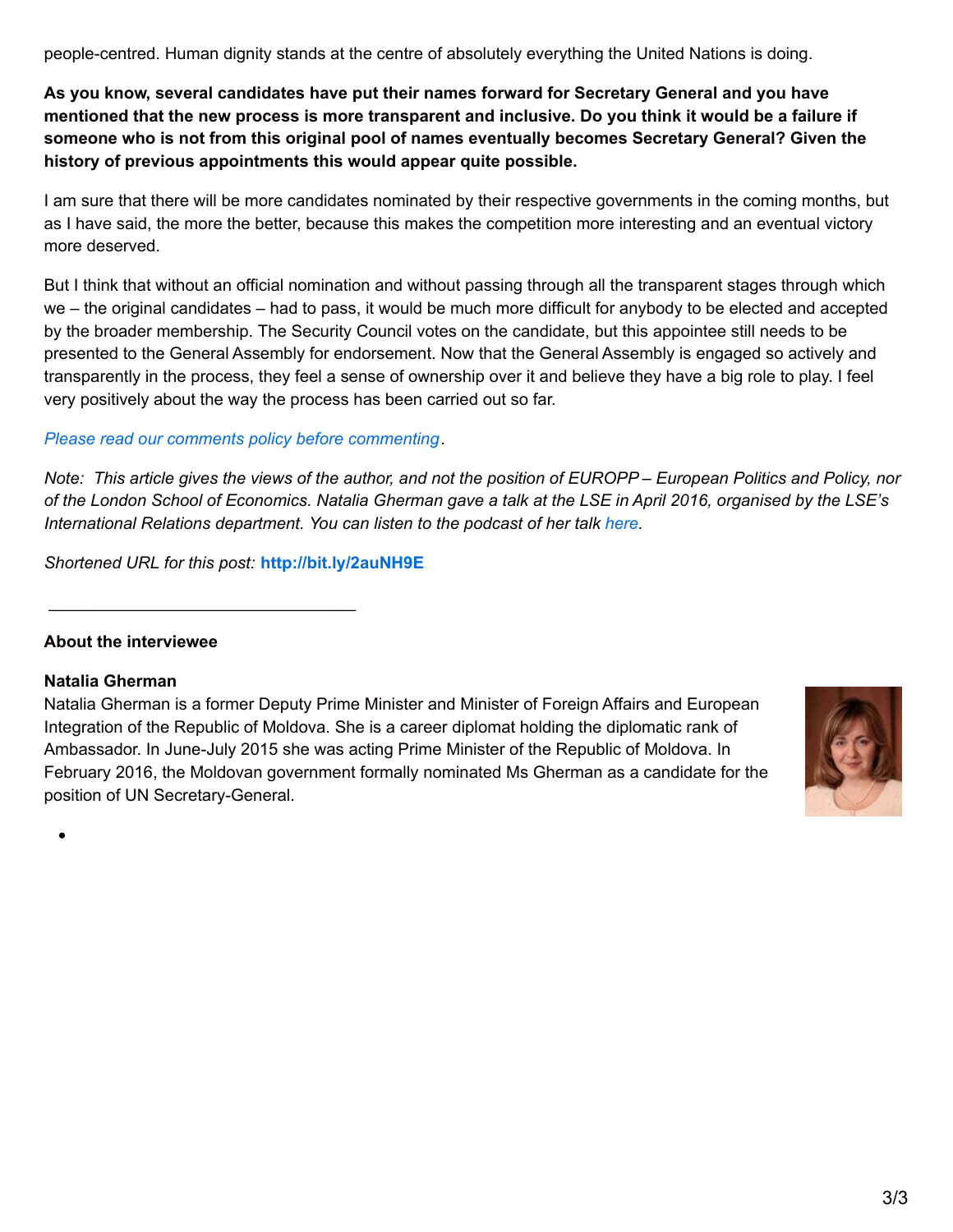people-centred. Human dignity stands at the centre of absolutely everything the United Nations is doing.

**As you know, several candidates have put their names forward for Secretary General and you have mentioned that the new process is more transparent and inclusive. Do you think it would be a failure if someone who is not from this original pool of names eventually becomes Secretary General? Given the history of previous appointments this would appear quite possible.**

I am sure that there will be more candidates nominated by their respective governments in the coming months, but as I have said, the more the better, because this makes the competition more interesting and an eventual victory more deserved.

But I think that without an official nomination and without passing through all the transparent stages through which we – the original candidates – had to pass, it would be much more difficult for anybody to be elected and accepted by the broader membership. The Security Council votes on the candidate, but this appointee still needs to be presented to the General Assembly for endorsement. Now that the General Assembly is engaged so actively and transparently in the process, they feel a sense of ownership over it and believe they have a big role to play. I feel very positively about the way the process has been carried out so far.

*Please read our comments policy before commenting.*

*Note: This article gives the views of the author, and not the position of EUROPP – European Politics and Policy, nor of the London School of Economics. Natalia Gherman gave a talk at the LSE in April 2016, organised by the LSE's International Relations department. You can listen to the podcast of her talk here.*

*Shortened URL for this post:* **http://bit.ly/2auNH9E**

---

**About the interviewee**

**Natalia Gherman**
Natalia Gherman is a former Deputy Prime Minister and Minister of Foreign Affairs and European Integration of the Republic of Moldova. She is a career diplomat holding the diplomatic rank of Ambassador. In June-July 2015 she was acting Prime Minister of the Republic of Moldova. In February 2016, the Moldovan government formally nominated Ms Gherman as a candidate for the position of UN Secretary-General.